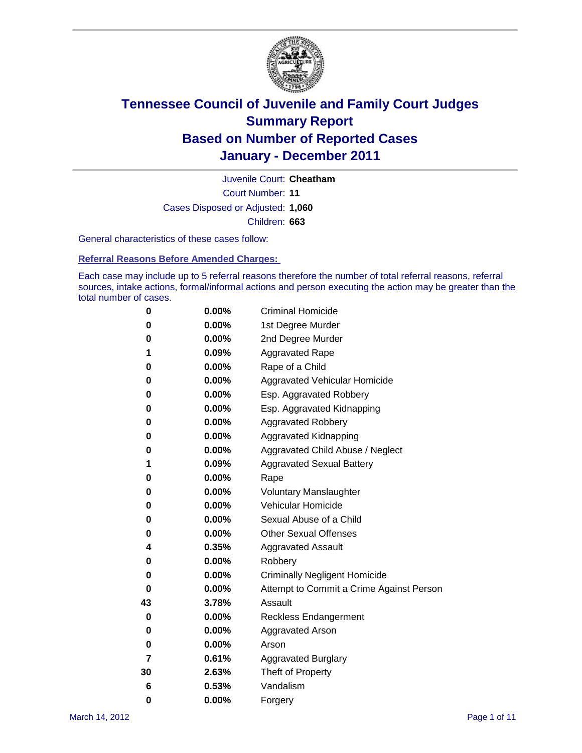# Tennessee Council of Juvenile and Family Court Judges
## Summary Report
## Based on Number of Reported Cases
## January - December 2011

Juvenile Court: **Cheatham**

Court Number: **11**

Cases Disposed or Adjusted: **1,060**

Children: **663**

General characteristics of these cases follow:

### Referral Reasons Before Amended Charges:

Each case may include up to 5 referral reasons therefore the number of total referral reasons, referral sources, intake actions, formal/informal actions and person executing the action may be greater than the total number of cases.

| Count | Percent | Referral Reason |
|---|---|---|
| 0 | 0.00% | Criminal Homicide |
| 0 | 0.00% | 1st Degree Murder |
| 0 | 0.00% | 2nd Degree Murder |
| 1 | 0.09% | Aggravated Rape |
| 0 | 0.00% | Rape of a Child |
| 0 | 0.00% | Aggravated Vehicular Homicide |
| 0 | 0.00% | Esp. Aggravated Robbery |
| 0 | 0.00% | Esp. Aggravated Kidnapping |
| 0 | 0.00% | Aggravated Robbery |
| 0 | 0.00% | Aggravated Kidnapping |
| 0 | 0.00% | Aggravated Child Abuse / Neglect |
| 1 | 0.09% | Aggravated Sexual Battery |
| 0 | 0.00% | Rape |
| 0 | 0.00% | Voluntary Manslaughter |
| 0 | 0.00% | Vehicular Homicide |
| 0 | 0.00% | Sexual Abuse of a Child |
| 0 | 0.00% | Other Sexual Offenses |
| 4 | 0.35% | Aggravated Assault |
| 0 | 0.00% | Robbery |
| 0 | 0.00% | Criminally Negligent Homicide |
| 0 | 0.00% | Attempt to Commit a Crime Against Person |
| 43 | 3.78% | Assault |
| 0 | 0.00% | Reckless Endangerment |
| 0 | 0.00% | Aggravated Arson |
| 0 | 0.00% | Arson |
| 7 | 0.61% | Aggravated Burglary |
| 30 | 2.63% | Theft of Property |
| 6 | 0.53% | Vandalism |
| 0 | 0.00% | Forgery |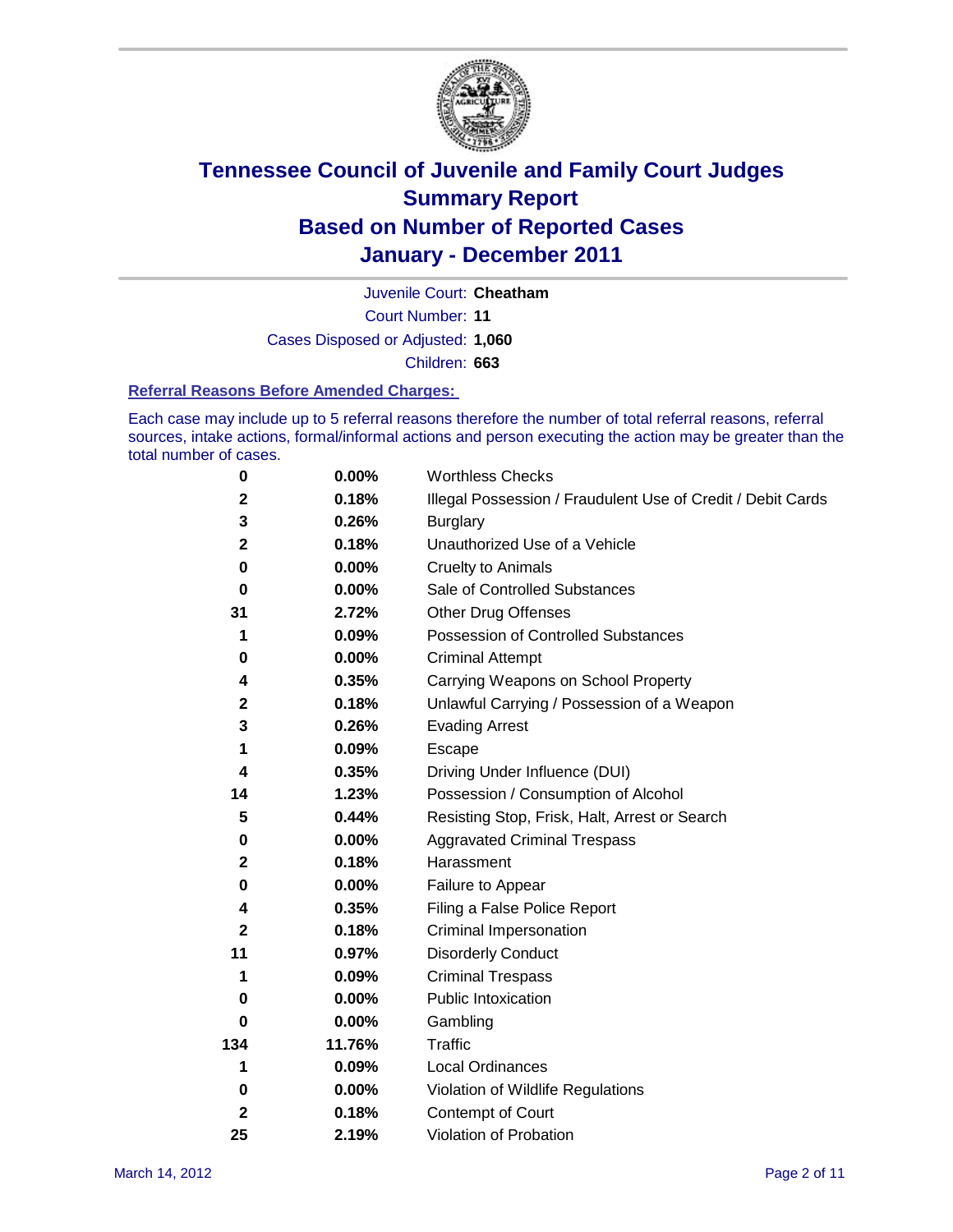# Tennessee Council of Juvenile and Family Court Judges
## Summary Report
## Based on Number of Reported Cases
## January - December 2011

Juvenile Court: **Cheatham**

Court Number: **11**

Cases Disposed or Adjusted: **1,060**

Children: **663**

### Referral Reasons Before Amended Charges:

Each case may include up to 5 referral reasons therefore the number of total referral reasons, referral sources, intake actions, formal/informal actions and person executing the action may be greater than the total number of cases.

| | | |
|---|---|---|
| 0 | 0.00% | Worthless Checks |
| 2 | 0.18% | Illegal Possession / Fraudulent Use of Credit / Debit Cards |
| 3 | 0.26% | Burglary |
| 2 | 0.18% | Unauthorized Use of a Vehicle |
| 0 | 0.00% | Cruelty to Animals |
| 0 | 0.00% | Sale of Controlled Substances |
| 31 | 2.72% | Other Drug Offenses |
| 1 | 0.09% | Possession of Controlled Substances |
| 0 | 0.00% | Criminal Attempt |
| 4 | 0.35% | Carrying Weapons on School Property |
| 2 | 0.18% | Unlawful Carrying / Possession of a Weapon |
| 3 | 0.26% | Evading Arrest |
| 1 | 0.09% | Escape |
| 4 | 0.35% | Driving Under Influence (DUI) |
| 14 | 1.23% | Possession / Consumption of Alcohol |
| 5 | 0.44% | Resisting Stop, Frisk, Halt, Arrest or Search |
| 0 | 0.00% | Aggravated Criminal Trespass |
| 2 | 0.18% | Harassment |
| 0 | 0.00% | Failure to Appear |
| 4 | 0.35% | Filing a False Police Report |
| 2 | 0.18% | Criminal Impersonation |
| 11 | 0.97% | Disorderly Conduct |
| 1 | 0.09% | Criminal Trespass |
| 0 | 0.00% | Public Intoxication |
| 0 | 0.00% | Gambling |
| 134 | 11.76% | Traffic |
| 1 | 0.09% | Local Ordinances |
| 0 | 0.00% | Violation of Wildlife Regulations |
| 2 | 0.18% | Contempt of Court |
| 25 | 2.19% | Violation of Probation |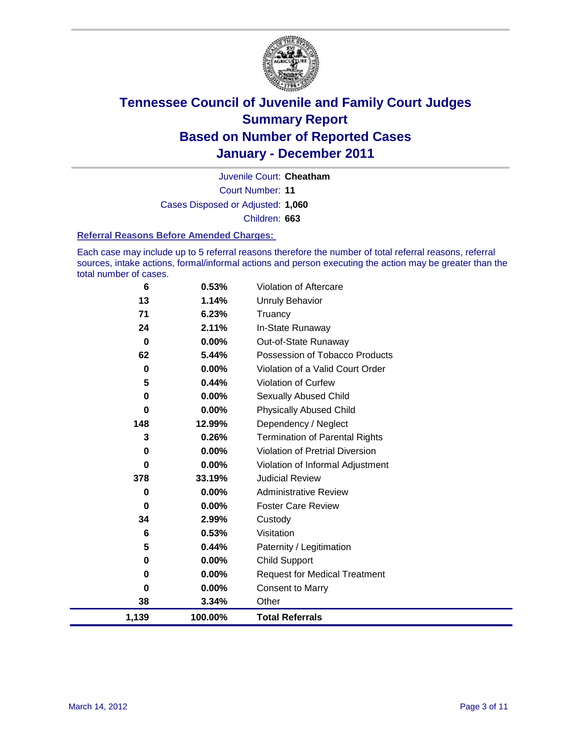# Tennessee Council of Juvenile and Family Court Judges
## Summary Report
## Based on Number of Reported Cases
## January - December 2011

Juvenile Court: **Cheatham**

Court Number: **11**

Cases Disposed or Adjusted: **1,060**

Children: **663**

### Referral Reasons Before Amended Charges:

Each case may include up to 5 referral reasons therefore the number of total referral reasons, referral sources, intake actions, formal/informal actions and person executing the action may be greater than the total number of cases.

| Count | Percent | Referral Reason |
|---|---|---|
| 6 | 0.53% | Violation of Aftercare |
| 13 | 1.14% | Unruly Behavior |
| 71 | 6.23% | Truancy |
| 24 | 2.11% | In-State Runaway |
| 0 | 0.00% | Out-of-State Runaway |
| 62 | 5.44% | Possession of Tobacco Products |
| 0 | 0.00% | Violation of a Valid Court Order |
| 5 | 0.44% | Violation of Curfew |
| 0 | 0.00% | Sexually Abused Child |
| 0 | 0.00% | Physically Abused Child |
| 148 | 12.99% | Dependency / Neglect |
| 3 | 0.26% | Termination of Parental Rights |
| 0 | 0.00% | Violation of Pretrial Diversion |
| 0 | 0.00% | Violation of Informal Adjustment |
| 378 | 33.19% | Judicial Review |
| 0 | 0.00% | Administrative Review |
| 0 | 0.00% | Foster Care Review |
| 34 | 2.99% | Custody |
| 6 | 0.53% | Visitation |
| 5 | 0.44% | Paternity / Legitimation |
| 0 | 0.00% | Child Support |
| 0 | 0.00% | Request for Medical Treatment |
| 0 | 0.00% | Consent to Marry |
| 38 | 3.34% | Other |
| **1,139** | **100.00%** | **Total Referrals** |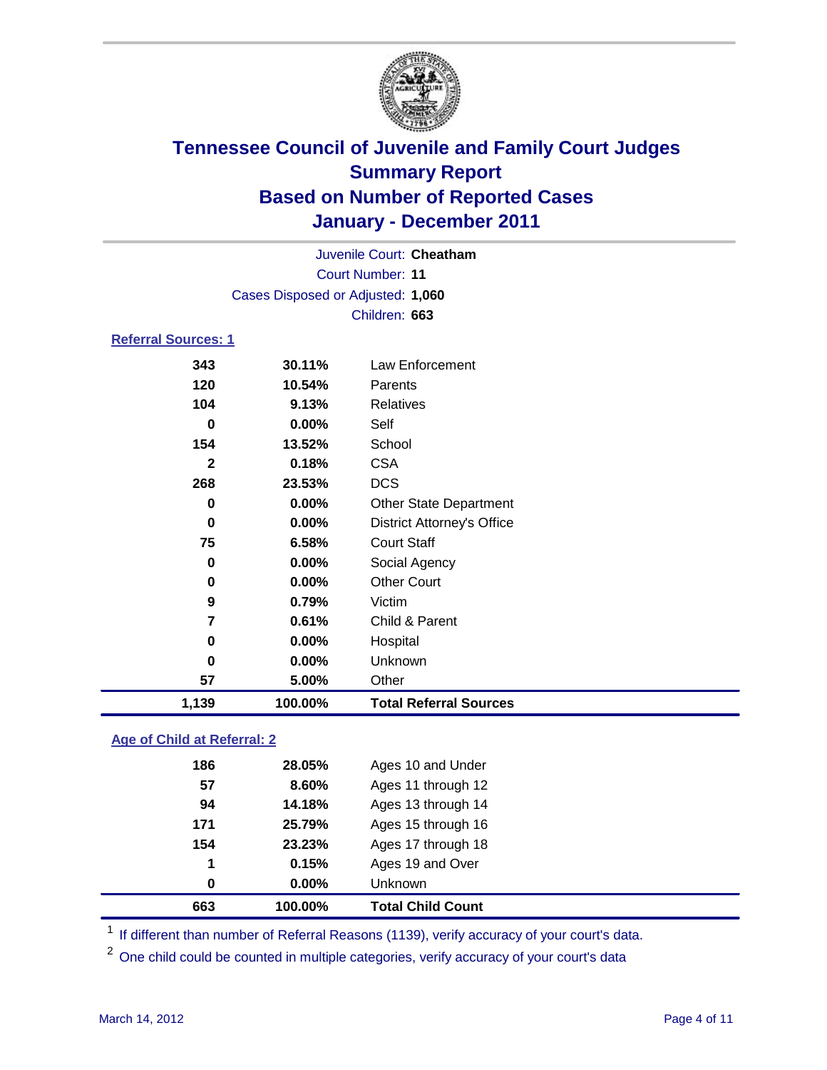# Tennessee Council of Juvenile and Family Court Judges
## Summary Report
## Based on Number of Reported Cases
## January - December 2011

Juvenile Court: **Cheatham**

Court Number: **11**

Cases Disposed or Adjusted: **1,060**

Children: **663**

### Referral Sources: 1

| | | |
|---|---|---|
| 343 | 30.11% | Law Enforcement |
| 120 | 10.54% | Parents |
| 104 | 9.13% | Relatives |
| 0 | 0.00% | Self |
| 154 | 13.52% | School |
| 2 | 0.18% | CSA |
| 268 | 23.53% | DCS |
| 0 | 0.00% | Other State Department |
| 0 | 0.00% | District Attorney's Office |
| 75 | 6.58% | Court Staff |
| 0 | 0.00% | Social Agency |
| 0 | 0.00% | Other Court |
| 9 | 0.79% | Victim |
| 7 | 0.61% | Child & Parent |
| 0 | 0.00% | Hospital |
| 0 | 0.00% | Unknown |
| 57 | 5.00% | Other |
| **1,139** | **100.00%** | **Total Referral Sources** |

### Age of Child at Referral: 2

| | | |
|---|---|---|
| 186 | 28.05% | Ages 10 and Under |
| 57 | 8.60% | Ages 11 through 12 |
| 94 | 14.18% | Ages 13 through 14 |
| 171 | 25.79% | Ages 15 through 16 |
| 154 | 23.23% | Ages 17 through 18 |
| 1 | 0.15% | Ages 19 and Over |
| 0 | 0.00% | Unknown |
| **663** | **100.00%** | **Total Child Count** |

[1] If different than number of Referral Reasons (1139), verify accuracy of your court's data.

[2] One child could be counted in multiple categories, verify accuracy of your court's data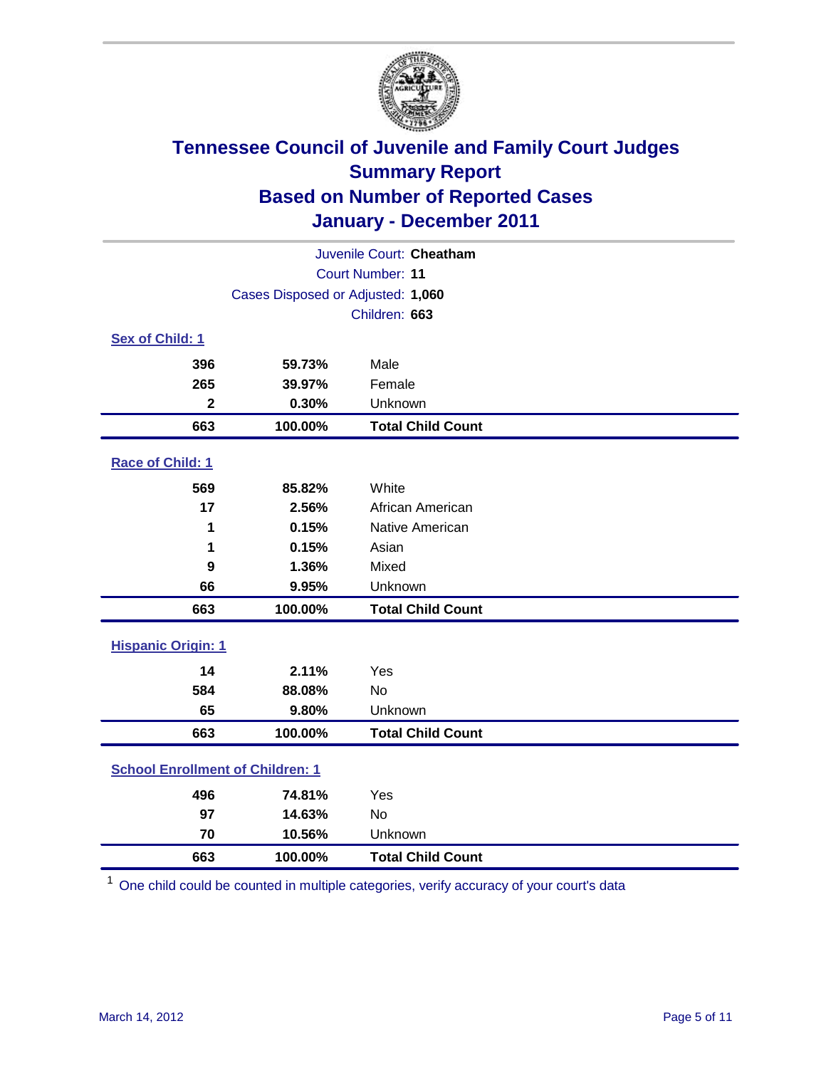# Tennessee Council of Juvenile and Family Court Judges
## Summary Report
## Based on Number of Reported Cases
## January - December 2011

Juvenile Court: **Cheatham**

Court Number: **11**

Cases Disposed or Adjusted: **1,060**

Children: **663**

### Sex of Child: 1

| | | |
|---|---|---|
| 396 | 59.73% | Male |
| 265 | 39.97% | Female |
| 2 | 0.30% | Unknown |
| **663** | **100.00%** | **Total Child Count** |

### Race of Child: 1

| | | |
|---|---|---|
| 569 | 85.82% | White |
| 17 | 2.56% | African American |
| 1 | 0.15% | Native American |
| 1 | 0.15% | Asian |
| 9 | 1.36% | Mixed |
| 66 | 9.95% | Unknown |
| **663** | **100.00%** | **Total Child Count** |

### Hispanic Origin: 1

| | | |
|---|---|---|
| 14 | 2.11% | Yes |
| 584 | 88.08% | No |
| 65 | 9.80% | Unknown |
| **663** | **100.00%** | **Total Child Count** |

### School Enrollment of Children: 1

| | | |
|---|---|---|
| 496 | 74.81% | Yes |
| 97 | 14.63% | No |
| 70 | 10.56% | Unknown |
| **663** | **100.00%** | **Total Child Count** |

[1] One child could be counted in multiple categories, verify accuracy of your court's data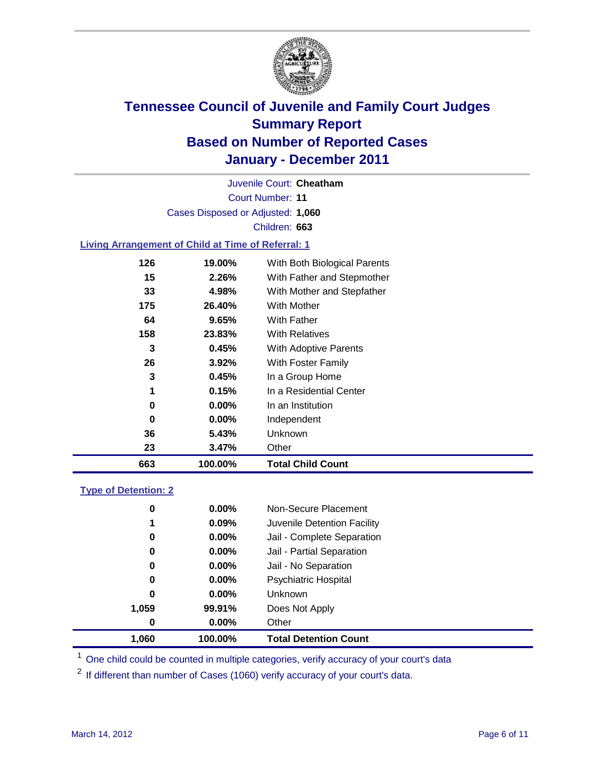# Tennessee Council of Juvenile and Family Court Judges
## Summary Report
## Based on Number of Reported Cases
## January - December 2011

Juvenile Court: **Cheatham**
Court Number: **11**
Cases Disposed or Adjusted: **1,060**
Children: **663**

### Living Arrangement of Child at Time of Referral: 1

| Count | Percent | Living Arrangement |
|---|---|---|
| 126 | 19.00% | With Both Biological Parents |
| 15 | 2.26% | With Father and Stepmother |
| 33 | 4.98% | With Mother and Stepfather |
| 175 | 26.40% | With Mother |
| 64 | 9.65% | With Father |
| 158 | 23.83% | With Relatives |
| 3 | 0.45% | With Adoptive Parents |
| 26 | 3.92% | With Foster Family |
| 3 | 0.45% | In a Group Home |
| 1 | 0.15% | In a Residential Center |
| 0 | 0.00% | In an Institution |
| 0 | 0.00% | Independent |
| 36 | 5.43% | Unknown |
| 23 | 3.47% | Other |
| **663** | **100.00%** | **Total Child Count** |

### Type of Detention: 2

| Count | Percent | Type of Detention |
|---|---|---|
| 0 | 0.00% | Non-Secure Placement |
| 1 | 0.09% | Juvenile Detention Facility |
| 0 | 0.00% | Jail - Complete Separation |
| 0 | 0.00% | Jail - Partial Separation |
| 0 | 0.00% | Jail - No Separation |
| 0 | 0.00% | Psychiatric Hospital |
| 0 | 0.00% | Unknown |
| 1,059 | 99.91% | Does Not Apply |
| 0 | 0.00% | Other |
| **1,060** | **100.00%** | **Total Detention Count** |

[1] One child could be counted in multiple categories, verify accuracy of your court's data

[2] If different than number of Cases (1060) verify accuracy of your court's data.

March 14, 2012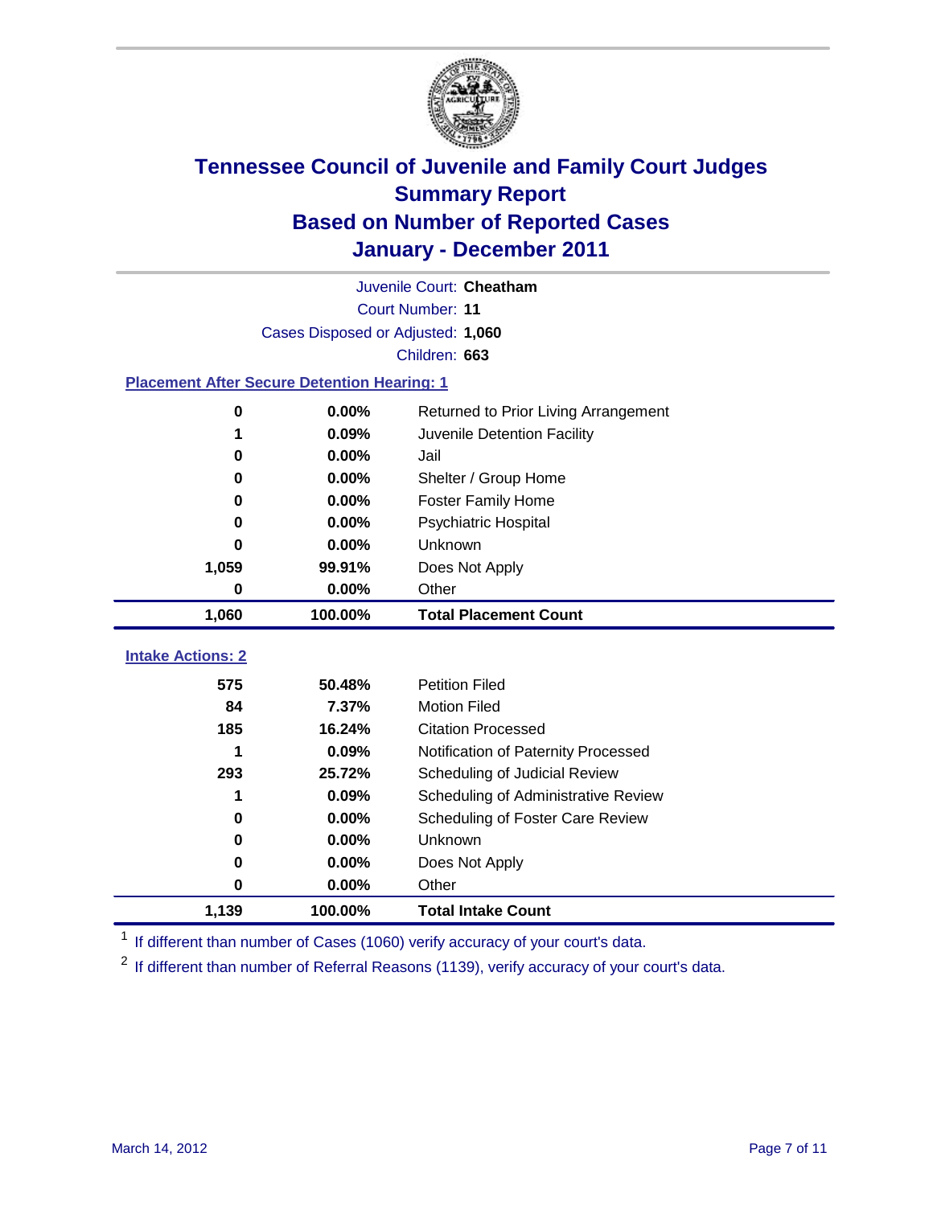# Tennessee Council of Juvenile and Family Court Judges
## Summary Report
## Based on Number of Reported Cases
## January - December 2011

Juvenile Court: **Cheatham**

Court Number: **11**

Cases Disposed or Adjusted: **1,060**

Children: **663**

### Placement After Secure Detention Hearing: 1

| | | |
|---|---|---|
| 0 | 0.00% | Returned to Prior Living Arrangement |
| 1 | 0.09% | Juvenile Detention Facility |
| 0 | 0.00% | Jail |
| 0 | 0.00% | Shelter / Group Home |
| 0 | 0.00% | Foster Family Home |
| 0 | 0.00% | Psychiatric Hospital |
| 0 | 0.00% | Unknown |
| 1,059 | 99.91% | Does Not Apply |
| 0 | 0.00% | Other |
| **1,060** | **100.00%** | **Total Placement Count** |

### Intake Actions: 2

| | | |
|---|---|---|
| 575 | 50.48% | Petition Filed |
| 84 | 7.37% | Motion Filed |
| 185 | 16.24% | Citation Processed |
| 1 | 0.09% | Notification of Paternity Processed |
| 293 | 25.72% | Scheduling of Judicial Review |
| 1 | 0.09% | Scheduling of Administrative Review |
| 0 | 0.00% | Scheduling of Foster Care Review |
| 0 | 0.00% | Unknown |
| 0 | 0.00% | Does Not Apply |
| 0 | 0.00% | Other |
| **1,139** | **100.00%** | **Total Intake Count** |

[1] If different than number of Cases (1060) verify accuracy of your court's data.

[2] If different than number of Referral Reasons (1139), verify accuracy of your court's data.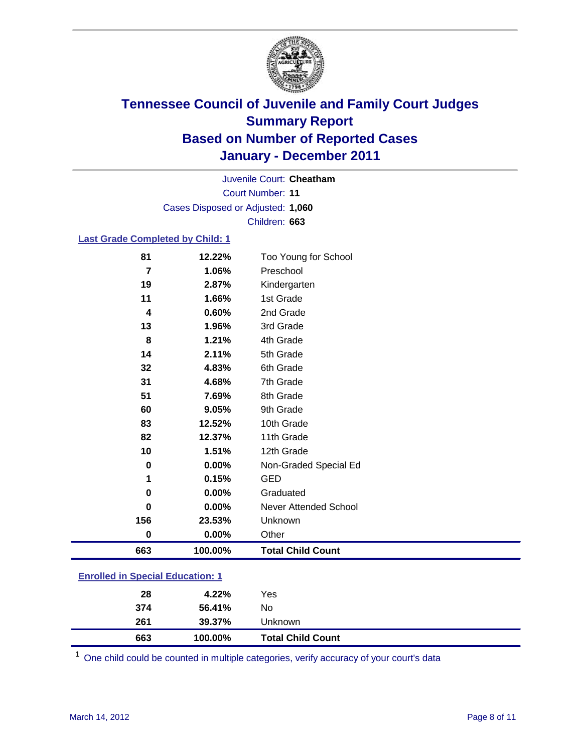# Tennessee Council of Juvenile and Family Court Judges
## Summary Report
## Based on Number of Reported Cases
## January - December 2011

Juvenile Court: **Cheatham**
Court Number: **11**
Cases Disposed or Adjusted: **1,060**
Children: **663**

### Last Grade Completed by Child: 1

| Count | Percent | Category |
|---|---|---|
| 81 | 12.22% | Too Young for School |
| 7 | 1.06% | Preschool |
| 19 | 2.87% | Kindergarten |
| 11 | 1.66% | 1st Grade |
| 4 | 0.60% | 2nd Grade |
| 13 | 1.96% | 3rd Grade |
| 8 | 1.21% | 4th Grade |
| 14 | 2.11% | 5th Grade |
| 32 | 4.83% | 6th Grade |
| 31 | 4.68% | 7th Grade |
| 51 | 7.69% | 8th Grade |
| 60 | 9.05% | 9th Grade |
| 83 | 12.52% | 10th Grade |
| 82 | 12.37% | 11th Grade |
| 10 | 1.51% | 12th Grade |
| 0 | 0.00% | Non-Graded Special Ed |
| 1 | 0.15% | GED |
| 0 | 0.00% | Graduated |
| 0 | 0.00% | Never Attended School |
| 156 | 23.53% | Unknown |
| 0 | 0.00% | Other |
| **663** | **100.00%** | **Total Child Count** |

### Enrolled in Special Education: 1

| Count | Percent | Category |
|---|---|---|
| 28 | 4.22% | Yes |
| 374 | 56.41% | No |
| 261 | 39.37% | Unknown |
| **663** | **100.00%** | **Total Child Count** |

[1] One child could be counted in multiple categories, verify accuracy of your court's data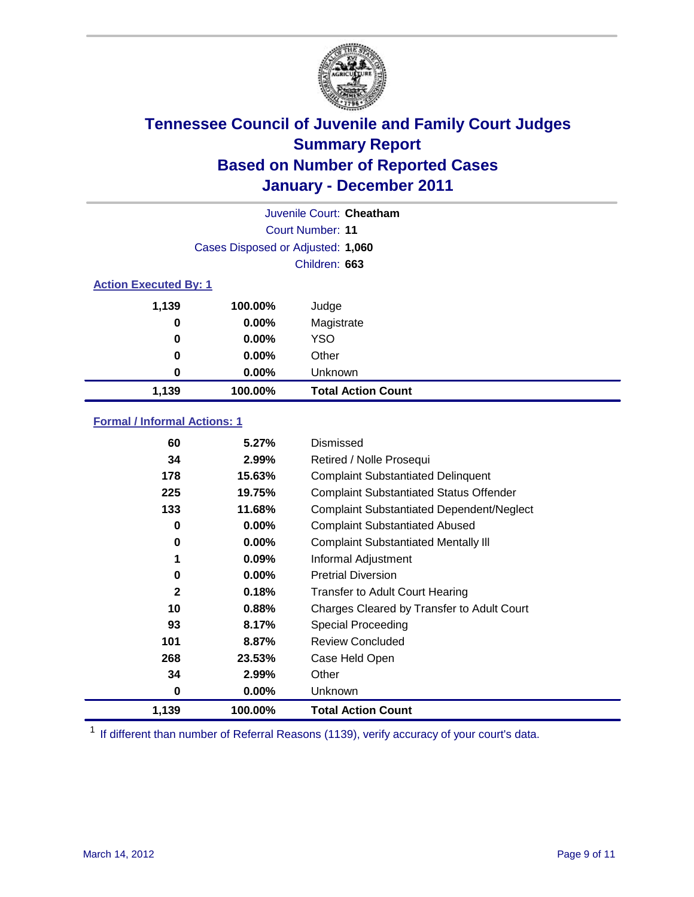# Tennessee Council of Juvenile and Family Court Judges
## Summary Report
## Based on Number of Reported Cases
## January - December 2011

Juvenile Court: **Cheatham**

Court Number: **11**

Cases Disposed or Adjusted: **1,060**

Children: **663**

### Action Executed By: 1

| | | |
|---|---|---|
| 1,139 | 100.00% | Judge |
| 0 | 0.00% | Magistrate |
| 0 | 0.00% | YSO |
| 0 | 0.00% | Other |
| 0 | 0.00% | Unknown |
| **1,139** | **100.00%** | **Total Action Count** |

### Formal / Informal Actions: 1

| | | |
|---|---|---|
| 60 | 5.27% | Dismissed |
| 34 | 2.99% | Retired / Nolle Prosequi |
| 178 | 15.63% | Complaint Substantiated Delinquent |
| 225 | 19.75% | Complaint Substantiated Status Offender |
| 133 | 11.68% | Complaint Substantiated Dependent/Neglect |
| 0 | 0.00% | Complaint Substantiated Abused |
| 0 | 0.00% | Complaint Substantiated Mentally Ill |
| 1 | 0.09% | Informal Adjustment |
| 0 | 0.00% | Pretrial Diversion |
| 2 | 0.18% | Transfer to Adult Court Hearing |
| 10 | 0.88% | Charges Cleared by Transfer to Adult Court |
| 93 | 8.17% | Special Proceeding |
| 101 | 8.87% | Review Concluded |
| 268 | 23.53% | Case Held Open |
| 34 | 2.99% | Other |
| 0 | 0.00% | Unknown |
| **1,139** | **100.00%** | **Total Action Count** |

[1] If different than number of Referral Reasons (1139), verify accuracy of your court's data.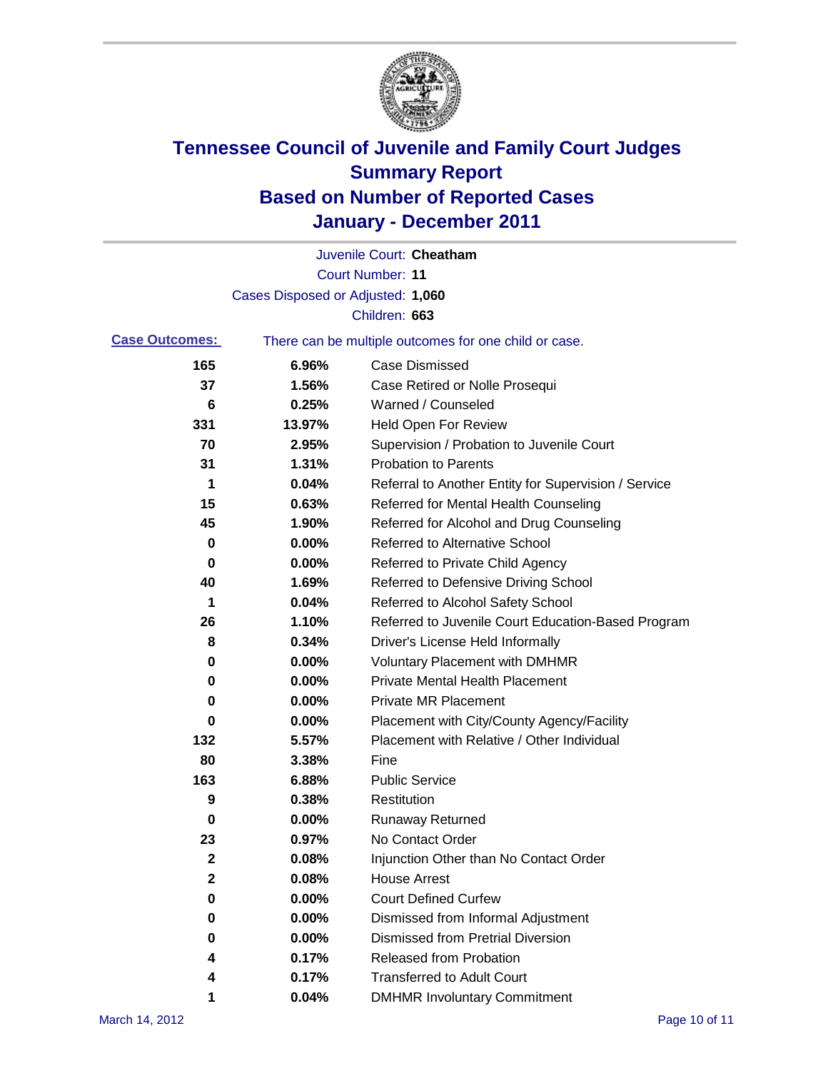# Tennessee Council of Juvenile and Family Court Judges
## Summary Report
## Based on Number of Reported Cases
## January - December 2011

Juvenile Court: **Cheatham**

Court Number: **11**

Cases Disposed or Adjusted: **1,060**

Children: **663**

**Case Outcomes:** There can be multiple outcomes for one child or case.

| Count | Percent | Outcome |
|---|---|---|
| 165 | 6.96% | Case Dismissed |
| 37 | 1.56% | Case Retired or Nolle Prosequi |
| 6 | 0.25% | Warned / Counseled |
| 331 | 13.97% | Held Open For Review |
| 70 | 2.95% | Supervision / Probation to Juvenile Court |
| 31 | 1.31% | Probation to Parents |
| 1 | 0.04% | Referral to Another Entity for Supervision / Service |
| 15 | 0.63% | Referred for Mental Health Counseling |
| 45 | 1.90% | Referred for Alcohol and Drug Counseling |
| 0 | 0.00% | Referred to Alternative School |
| 0 | 0.00% | Referred to Private Child Agency |
| 40 | 1.69% | Referred to Defensive Driving School |
| 1 | 0.04% | Referred to Alcohol Safety School |
| 26 | 1.10% | Referred to Juvenile Court Education-Based Program |
| 8 | 0.34% | Driver's License Held Informally |
| 0 | 0.00% | Voluntary Placement with DMHMR |
| 0 | 0.00% | Private Mental Health Placement |
| 0 | 0.00% | Private MR Placement |
| 0 | 0.00% | Placement with City/County Agency/Facility |
| 132 | 5.57% | Placement with Relative / Other Individual |
| 80 | 3.38% | Fine |
| 163 | 6.88% | Public Service |
| 9 | 0.38% | Restitution |
| 0 | 0.00% | Runaway Returned |
| 23 | 0.97% | No Contact Order |
| 2 | 0.08% | Injunction Other than No Contact Order |
| 2 | 0.08% | House Arrest |
| 0 | 0.00% | Court Defined Curfew |
| 0 | 0.00% | Dismissed from Informal Adjustment |
| 0 | 0.00% | Dismissed from Pretrial Diversion |
| 4 | 0.17% | Released from Probation |
| 4 | 0.17% | Transferred to Adult Court |
| 1 | 0.04% | DMHMR Involuntary Commitment |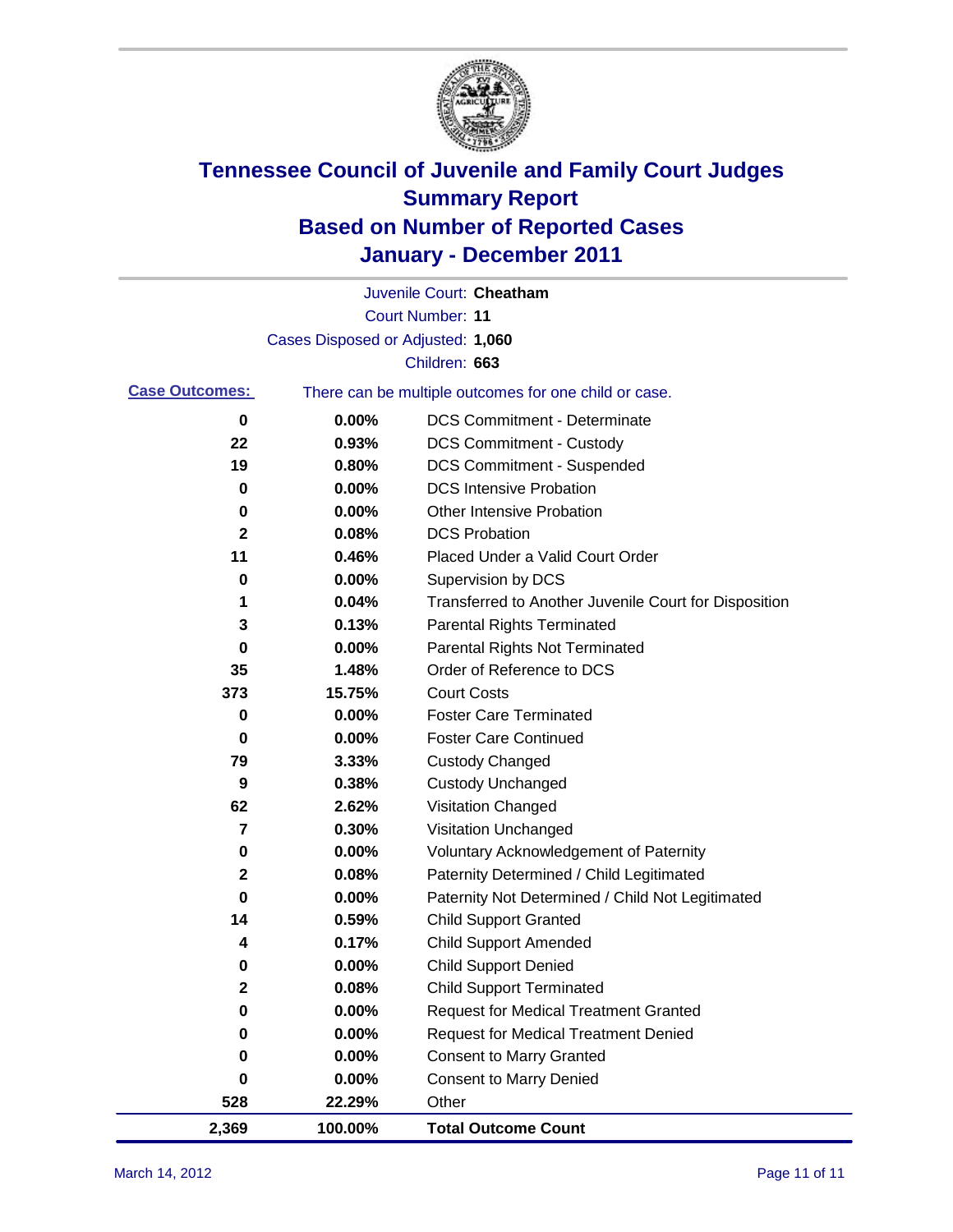# Tennessee Council of Juvenile and Family Court Judges
## Summary Report
## Based on Number of Reported Cases
## January - December 2011

Juvenile Court: **Cheatham**

Court Number: **11**

Cases Disposed or Adjusted: **1,060**

Children: **663**

**Case Outcomes:** There can be multiple outcomes for one child or case.

| | | |
|---|---|---|
| 0 | 0.00% | DCS Commitment - Determinate |
| 22 | 0.93% | DCS Commitment - Custody |
| 19 | 0.80% | DCS Commitment - Suspended |
| 0 | 0.00% | DCS Intensive Probation |
| 0 | 0.00% | Other Intensive Probation |
| 2 | 0.08% | DCS Probation |
| 11 | 0.46% | Placed Under a Valid Court Order |
| 0 | 0.00% | Supervision by DCS |
| 1 | 0.04% | Transferred to Another Juvenile Court for Disposition |
| 3 | 0.13% | Parental Rights Terminated |
| 0 | 0.00% | Parental Rights Not Terminated |
| 35 | 1.48% | Order of Reference to DCS |
| 373 | 15.75% | Court Costs |
| 0 | 0.00% | Foster Care Terminated |
| 0 | 0.00% | Foster Care Continued |
| 79 | 3.33% | Custody Changed |
| 9 | 0.38% | Custody Unchanged |
| 62 | 2.62% | Visitation Changed |
| 7 | 0.30% | Visitation Unchanged |
| 0 | 0.00% | Voluntary Acknowledgement of Paternity |
| 2 | 0.08% | Paternity Determined / Child Legitimated |
| 0 | 0.00% | Paternity Not Determined / Child Not Legitimated |
| 14 | 0.59% | Child Support Granted |
| 4 | 0.17% | Child Support Amended |
| 0 | 0.00% | Child Support Denied |
| 2 | 0.08% | Child Support Terminated |
| 0 | 0.00% | Request for Medical Treatment Granted |
| 0 | 0.00% | Request for Medical Treatment Denied |
| 0 | 0.00% | Consent to Marry Granted |
| 0 | 0.00% | Consent to Marry Denied |
| 528 | 22.29% | Other |
| **2,369** | **100.00%** | **Total Outcome Count** |

March 14, 2012